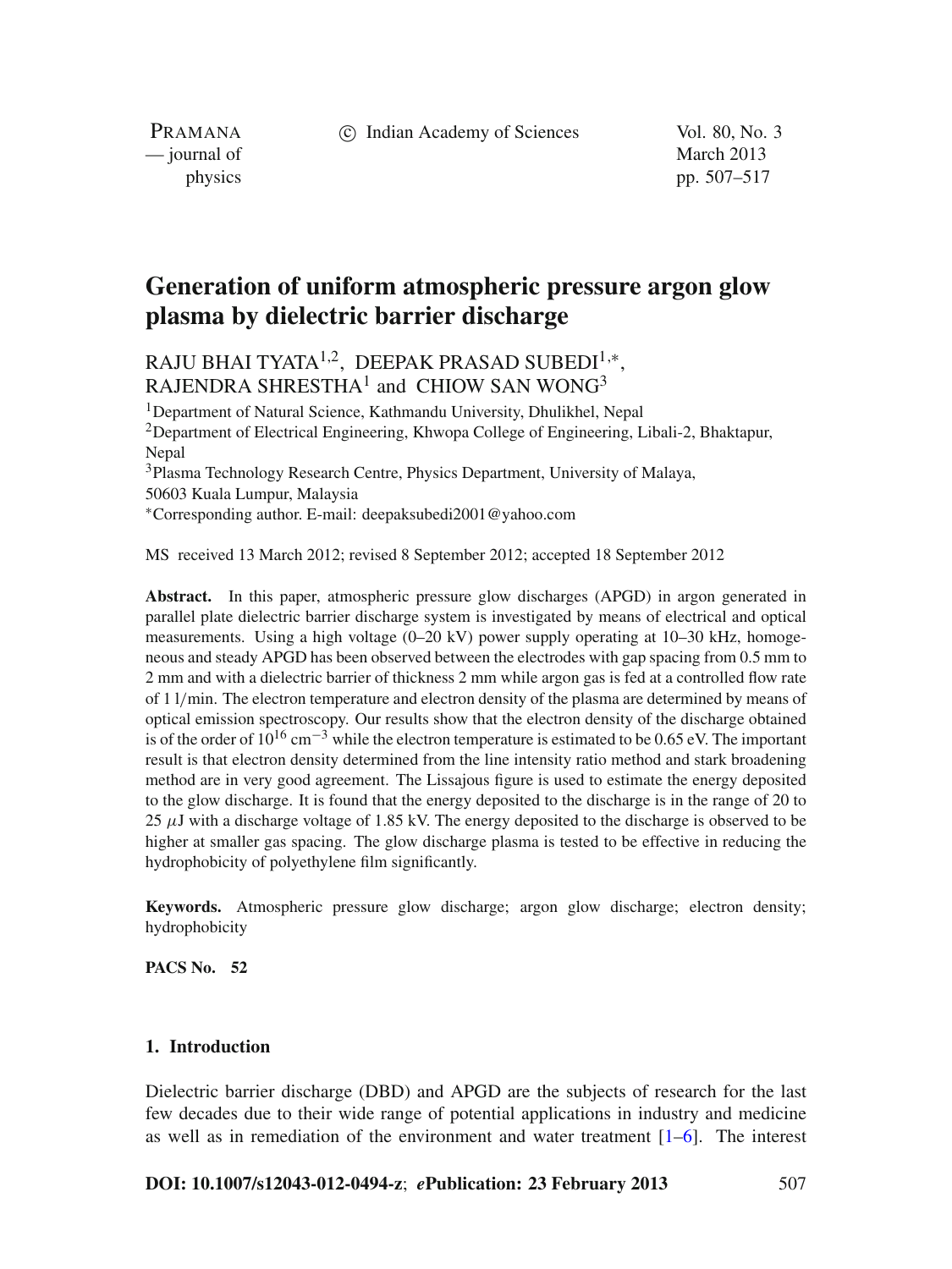# Generation of uniform atmospheric pressure argon glow plasma by dielectric barrier discharge

RAJU BHAI TYATA[1,2], DEEPAK PRASAD SUBEDI[1,*], RAJENDRA SHRESTHA[1] and CHIOW SAN WONG[3]

[1]Department of Natural Science, Kathmandu University, Dhulikhel, Nepal
[2]Department of Electrical Engineering, Khwopa College of Engineering, Libali-2, Bhaktapur, Nepal
[3]Plasma Technology Research Centre, Physics Department, University of Malaya, 50603 Kuala Lumpur, Malaysia
[*]Corresponding author. E-mail: deepaksubedi2001@yahoo.com

MS received 13 March 2012; revised 8 September 2012; accepted 18 September 2012

**Abstract.** In this paper, atmospheric pressure glow discharges (APGD) in argon generated in parallel plate dielectric barrier discharge system is investigated by means of electrical and optical measurements. Using a high voltage (0–20 kV) power supply operating at 10–30 kHz, homogeneous and steady APGD has been observed between the electrodes with gap spacing from 0.5 mm to 2 mm and with a dielectric barrier of thickness 2 mm while argon gas is fed at a controlled flow rate of 1 l/min. The electron temperature and electron density of the plasma are determined by means of optical emission spectroscopy. Our results show that the electron density of the discharge obtained is of the order of $10^{16}$ cm$^{-3}$ while the electron temperature is estimated to be 0.65 eV. The important result is that electron density determined from the line intensity ratio method and stark broadening method are in very good agreement. The Lissajous figure is used to estimate the energy deposited to the glow discharge. It is found that the energy deposited to the discharge is in the range of 20 to 25 $\mu$J with a discharge voltage of 1.85 kV. The energy deposited to the discharge is observed to be higher at smaller gas spacing. The glow discharge plasma is tested to be effective in reducing the hydrophobicity of polyethylene film significantly.

**Keywords.** Atmospheric pressure glow discharge; argon glow discharge; electron density; hydrophobicity

**PACS No.** 52

## 1. Introduction

Dielectric barrier discharge (DBD) and APGD are the subjects of research for the last few decades due to their wide range of potential applications in industry and medicine as well as in remediation of the environment and water treatment [1–6]. The interest

**DOI: 10.1007/s12043-012-0494-z**; ***e*Publication: 23 February 2013**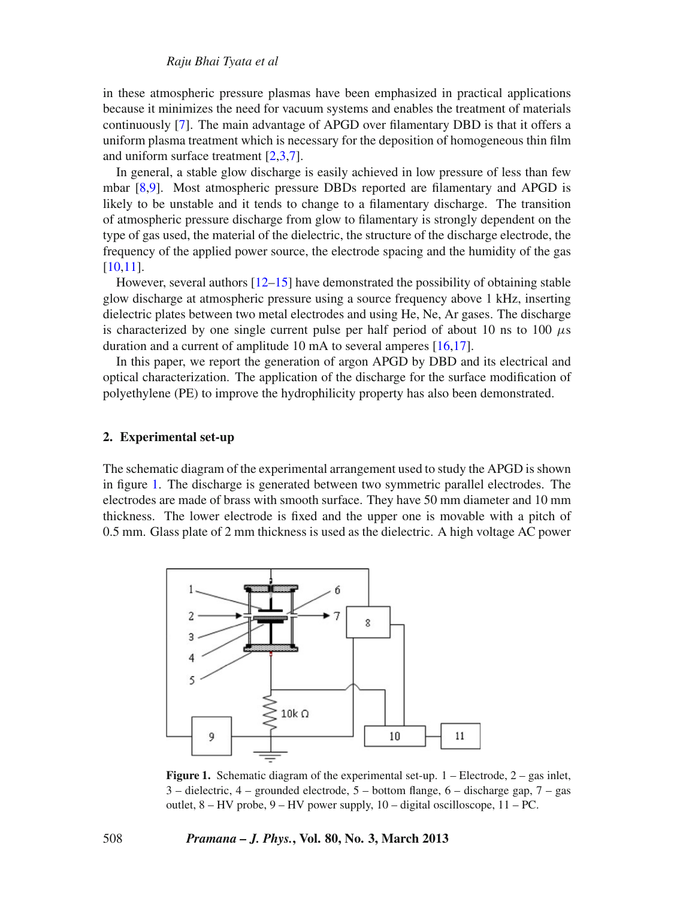in these atmospheric pressure plasmas have been emphasized in practical applications because it minimizes the need for vacuum systems and enables the treatment of materials continuously [7]. The main advantage of APGD over filamentary DBD is that it offers a uniform plasma treatment which is necessary for the deposition of homogeneous thin film and uniform surface treatment [2,3,7].

In general, a stable glow discharge is easily achieved in low pressure of less than few mbar [8,9]. Most atmospheric pressure DBDs reported are filamentary and APGD is likely to be unstable and it tends to change to a filamentary discharge. The transition of atmospheric pressure discharge from glow to filamentary is strongly dependent on the type of gas used, the material of the dielectric, the structure of the discharge electrode, the frequency of the applied power source, the electrode spacing and the humidity of the gas [10,11].

However, several authors [12–15] have demonstrated the possibility of obtaining stable glow discharge at atmospheric pressure using a source frequency above 1 kHz, inserting dielectric plates between two metal electrodes and using He, Ne, Ar gases. The discharge is characterized by one single current pulse per half period of about 10 ns to 100 $\mu$s duration and a current of amplitude 10 mA to several amperes [16,17].

In this paper, we report the generation of argon APGD by DBD and its electrical and optical characterization. The application of the discharge for the surface modification of polyethylene (PE) to improve the hydrophilicity property has also been demonstrated.

## 2. Experimental set-up

The schematic diagram of the experimental arrangement used to study the APGD is shown in figure 1. The discharge is generated between two symmetric parallel electrodes. The electrodes are made of brass with smooth surface. They have 50 mm diameter and 10 mm thickness. The lower electrode is fixed and the upper one is movable with a pitch of 0.5 mm. Glass plate of 2 mm thickness is used as the dielectric. A high voltage AC power

**Figure 1.** Schematic diagram of the experimental set-up. 1 – Electrode, 2 – gas inlet, 3 – dielectric, 4 – grounded electrode, 5 – bottom flange, 6 – discharge gap, 7 – gas outlet, 8 – HV probe, 9 – HV power supply, 10 – digital oscilloscope, 11 – PC.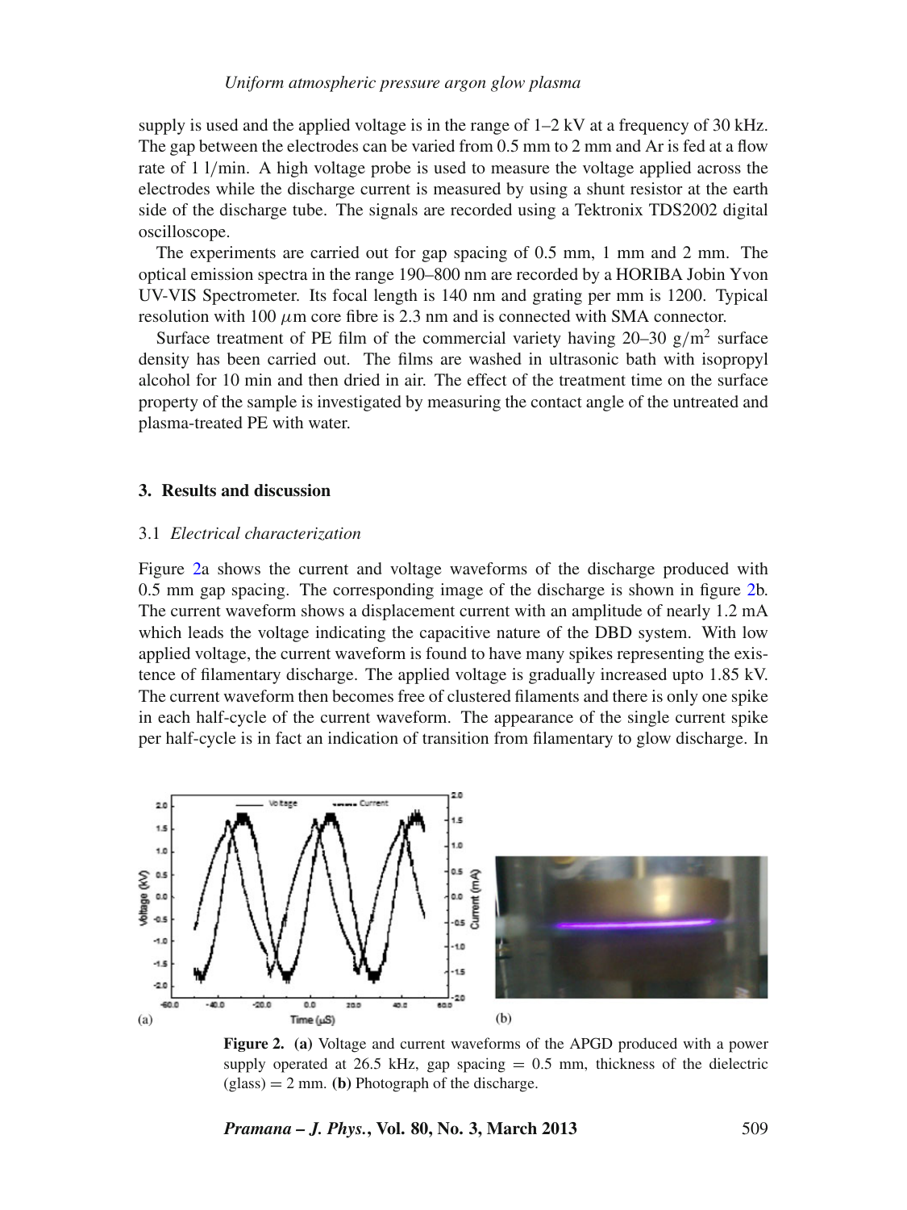supply is used and the applied voltage is in the range of 1–2 kV at a frequency of 30 kHz. The gap between the electrodes can be varied from 0.5 mm to 2 mm and Ar is fed at a flow rate of 1 l/min. A high voltage probe is used to measure the voltage applied across the electrodes while the discharge current is measured by using a shunt resistor at the earth side of the discharge tube. The signals are recorded using a Tektronix TDS2002 digital oscilloscope.

The experiments are carried out for gap spacing of 0.5 mm, 1 mm and 2 mm. The optical emission spectra in the range 190–800 nm are recorded by a HORIBA Jobin Yvon UV-VIS Spectrometer. Its focal length is 140 nm and grating per mm is 1200. Typical resolution with 100 $\mu$m core fibre is 2.3 nm and is connected with SMA connector.

Surface treatment of PE film of the commercial variety having 20–30 g/m$^2$ surface density has been carried out. The films are washed in ultrasonic bath with isopropyl alcohol for 10 min and then dried in air. The effect of the treatment time on the surface property of the sample is investigated by measuring the contact angle of the untreated and plasma-treated PE with water.

## 3. Results and discussion

### 3.1 *Electrical characterization*

Figure 2a shows the current and voltage waveforms of the discharge produced with 0.5 mm gap spacing. The corresponding image of the discharge is shown in figure 2b. The current waveform shows a displacement current with an amplitude of nearly 1.2 mA which leads the voltage indicating the capacitive nature of the DBD system. With low applied voltage, the current waveform is found to have many spikes representing the existence of filamentary discharge. The applied voltage is gradually increased upto 1.85 kV. The current waveform then becomes free of clustered filaments and there is only one spike in each half-cycle of the current waveform. The appearance of the single current spike per half-cycle is in fact an indication of transition from filamentary to glow discharge. In

**Figure 2.** **(a)** Voltage and current waveforms of the APGD produced with a power supply operated at 26.5 kHz, gap spacing = 0.5 mm, thickness of the dielectric (glass) = 2 mm. **(b)** Photograph of the discharge.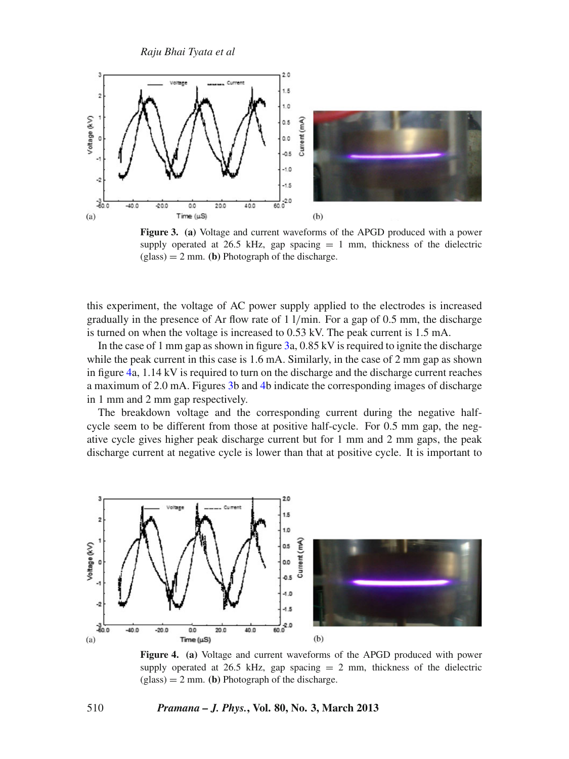**Figure 3.** **(a)** Voltage and current waveforms of the APGD produced with a power supply operated at 26.5 kHz, gap spacing = 1 mm, thickness of the dielectric (glass) = 2 mm. **(b)** Photograph of the discharge.

this experiment, the voltage of AC power supply applied to the electrodes is increased gradually in the presence of Ar flow rate of 1 l/min. For a gap of 0.5 mm, the discharge is turned on when the voltage is increased to 0.53 kV. The peak current is 1.5 mA.

In the case of 1 mm gap as shown in figure 3a, 0.85 kV is required to ignite the discharge while the peak current in this case is 1.6 mA. Similarly, in the case of 2 mm gap as shown in figure 4a, 1.14 kV is required to turn on the discharge and the discharge current reaches a maximum of 2.0 mA. Figures 3b and 4b indicate the corresponding images of discharge in 1 mm and 2 mm gap respectively.

The breakdown voltage and the corresponding current during the negative half-cycle seem to be different from those at positive half-cycle. For 0.5 mm gap, the negative cycle gives higher peak discharge current but for 1 mm and 2 mm gaps, the peak discharge current at negative cycle is lower than that at positive cycle. It is important to

**Figure 4.** **(a)** Voltage and current waveforms of the APGD produced with power supply operated at 26.5 kHz, gap spacing = 2 mm, thickness of the dielectric (glass) = 2 mm. **(b)** Photograph of the discharge.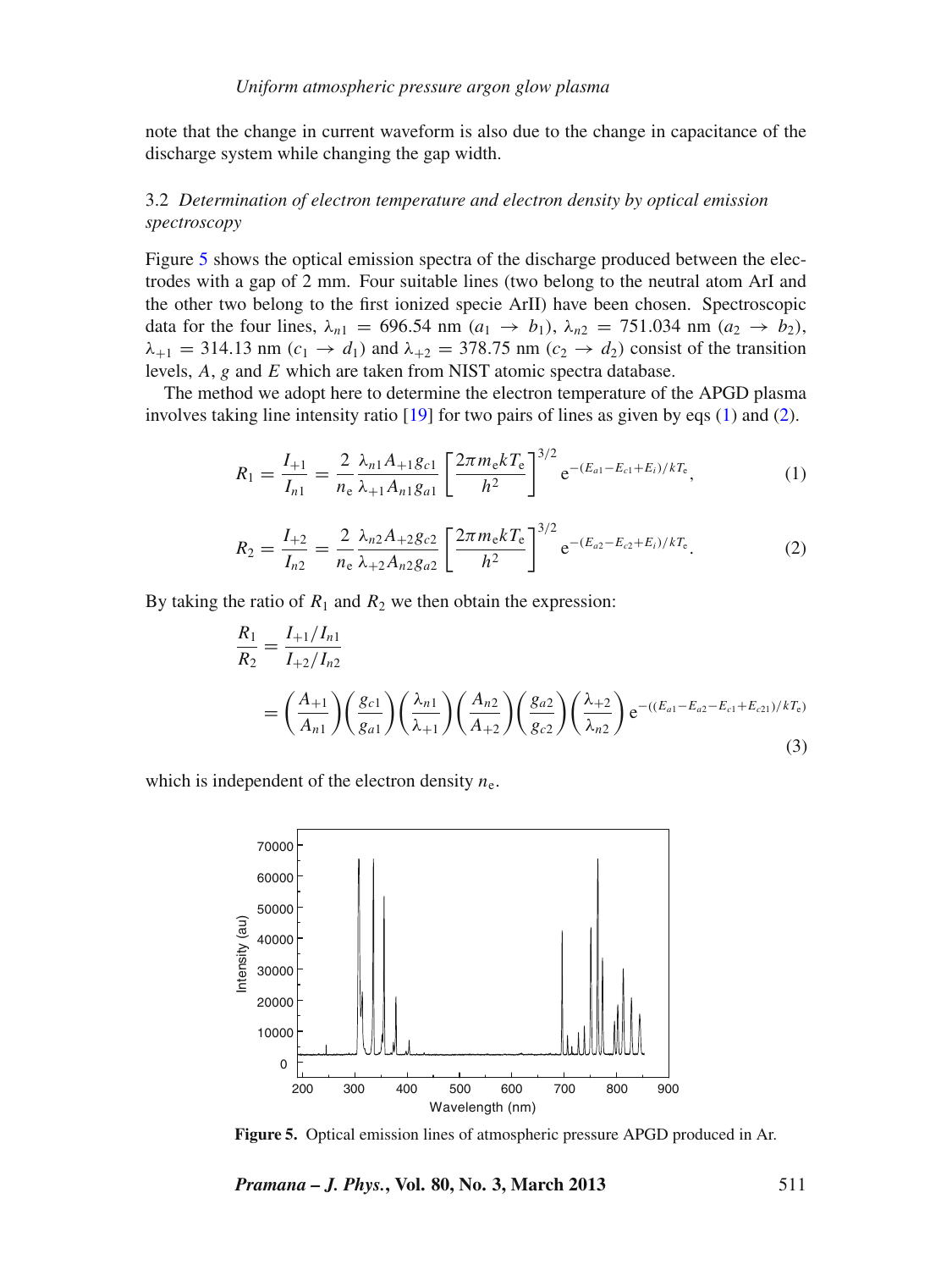note that the change in current waveform is also due to the change in capacitance of the discharge system while changing the gap width.

### 3.2 *Determination of electron temperature and electron density by optical emission spectroscopy*

Figure 5 shows the optical emission spectra of the discharge produced between the electrodes with a gap of 2 mm. Four suitable lines (two belong to the neutral atom ArI and the other two belong to the first ionized specie ArII) have been chosen. Spectroscopic data for the four lines, $\lambda_{n1} = 696.54$ nm ($a_1 \rightarrow b_1$), $\lambda_{n2} = 751.034$ nm ($a_2 \rightarrow b_2$), $\lambda_{+1} = 314.13$ nm ($c_1 \rightarrow d_1$) and $\lambda_{+2} = 378.75$ nm ($c_2 \rightarrow d_2$) consist of the transition levels, $A$, $g$ and $E$ which are taken from NIST atomic spectra database.

The method we adopt here to determine the electron temperature of the APGD plasma involves taking line intensity ratio [19] for two pairs of lines as given by eqs (1) and (2).

$$R_1 = \frac{I_{+1}}{I_{n1}} = \frac{2}{n_e} \frac{\lambda_{n1} A_{+1} g_{c1}}{\lambda_{+1} A_{n1} g_{a1}} \left[ \frac{2\pi m_e k T_e}{h^2} \right]^{3/2} e^{-(E_{a1} - E_{c1} + E_i)/kT_e}, \tag{1}$$

$$R_2 = \frac{I_{+2}}{I_{n2}} = \frac{2}{n_e} \frac{\lambda_{n2} A_{+2} g_{c2}}{\lambda_{+2} A_{n2} g_{a2}} \left[ \frac{2\pi m_e k T_e}{h^2} \right]^{3/2} e^{-(E_{a2} - E_{c2} + E_i)/kT_e}. \tag{2}$$

By taking the ratio of $R_1$ and $R_2$ we then obtain the expression:

$$\frac{R_1}{R_2} = \frac{I_{+1}/I_{n1}}{I_{+2}/I_{n2}} = \left( \frac{A_{+1}}{A_{n1}} \right) \left( \frac{g_{c1}}{g_{a1}} \right) \left( \frac{\lambda_{n1}}{\lambda_{+1}} \right) \left( \frac{A_{n2}}{A_{+2}} \right) \left( \frac{g_{a2}}{g_{c2}} \right) \left( \frac{\lambda_{+2}}{\lambda_{n2}} \right) e^{-((E_{a1} - E_{a2} - E_{c1} + E_{c21})/kT_e)} \tag{3}$$

which is independent of the electron density $n_e$.

**Figure 5.** Optical emission lines of atmospheric pressure APGD produced in Ar.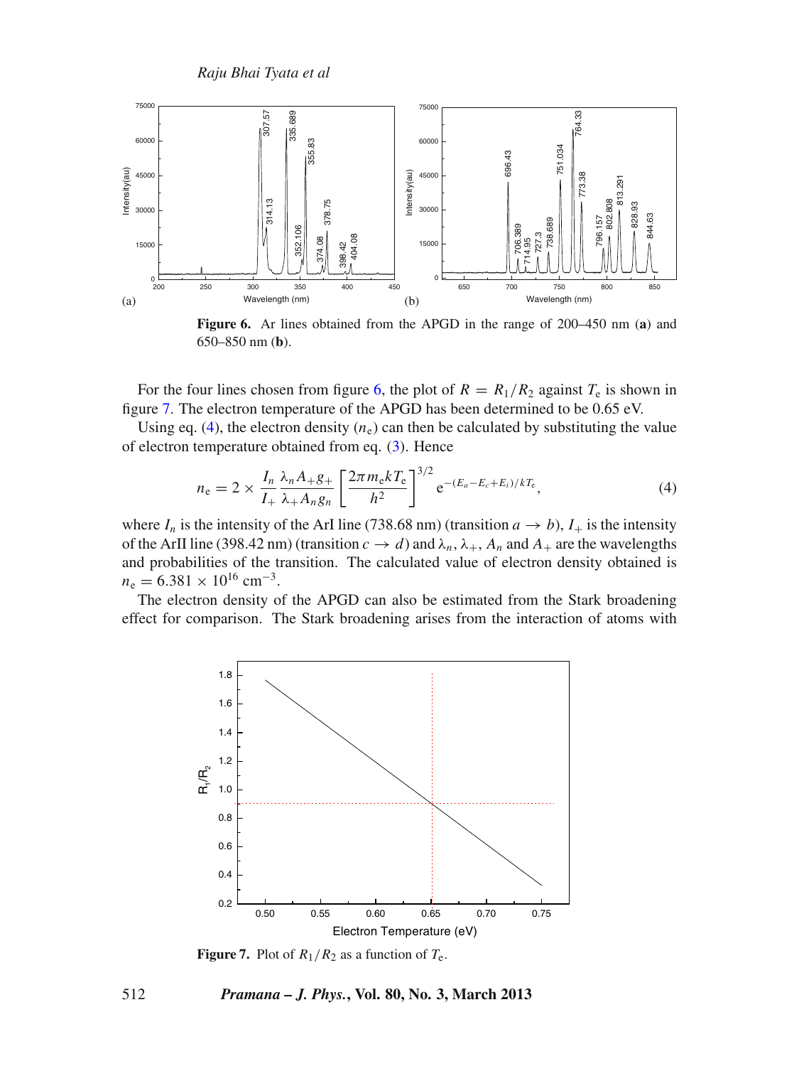**Figure 6.** Ar lines obtained from the APGD in the range of 200–450 nm (**a**) and 650–850 nm (**b**).

For the four lines chosen from figure 6, the plot of $R = R_1/R_2$ against $T_e$ is shown in figure 7. The electron temperature of the APGD has been determined to be 0.65 eV.

Using eq. (4), the electron density ($n_e$) can then be calculated by substituting the value of electron temperature obtained from eq. (3). Hence

$$n_e = 2 \times \frac{I_n}{I_+} \frac{\lambda_n A_+ g_+}{\lambda_+ A_n g_n} \left[ \frac{2\pi m_e k T_e}{h^2} \right]^{3/2} e^{-(E_a - E_c + E_i)/kT_e}, \tag{4}$$

where $I_n$ is the intensity of the ArI line (738.68 nm) (transition $a \rightarrow b$), $I_+$ is the intensity of the ArII line (398.42 nm) (transition $c \rightarrow d$) and $\lambda_n$, $\lambda_+$, $A_n$ and $A_+$ are the wavelengths and probabilities of the transition. The calculated value of electron density obtained is $n_e = 6.381 \times 10^{16}$ cm$^{-3}$.

The electron density of the APGD can also be estimated from the Stark broadening effect for comparison. The Stark broadening arises from the interaction of atoms with

**Figure 7.** Plot of $R_1/R_2$ as a function of $T_e$.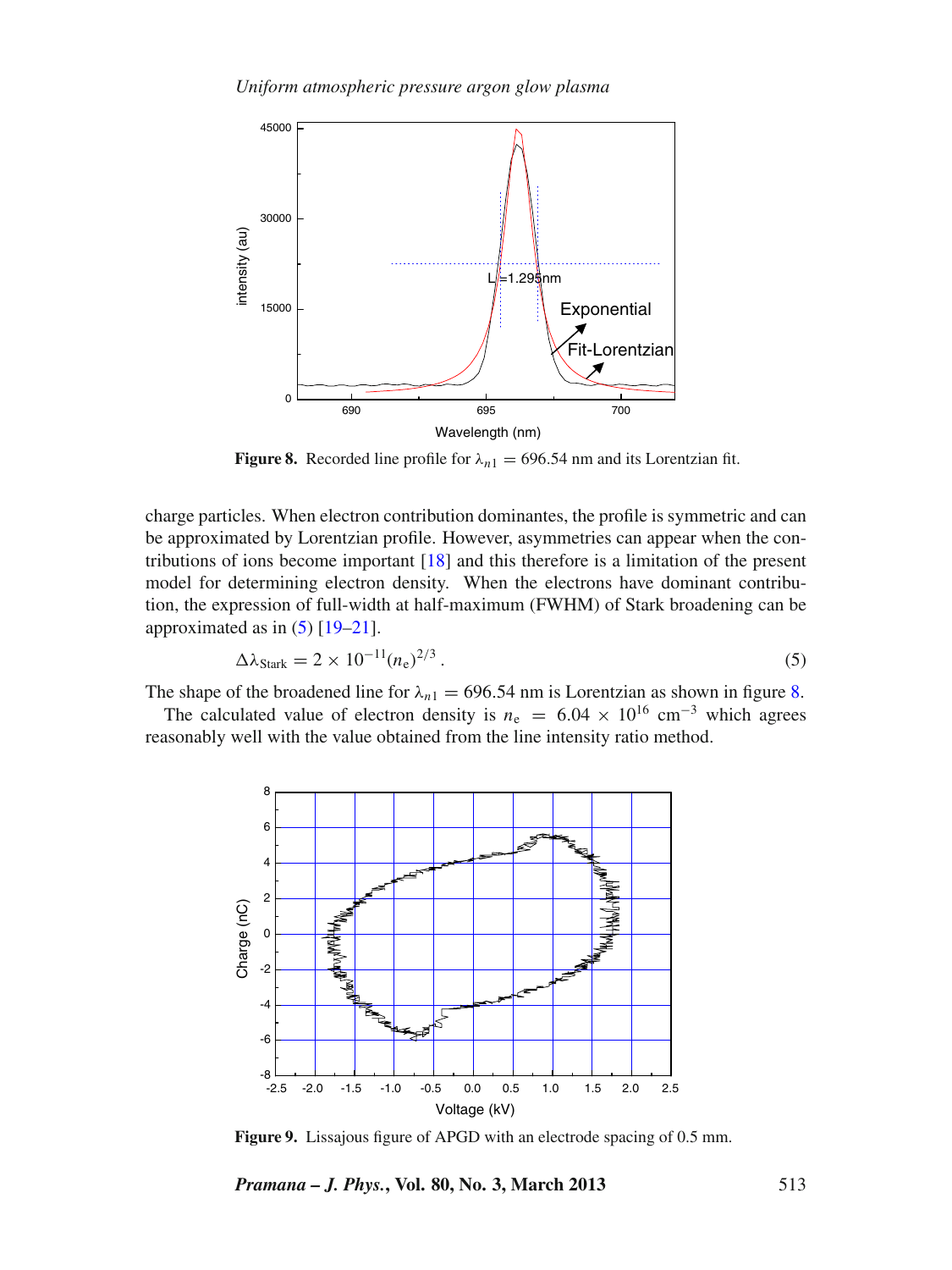Figure 8. Recorded line profile for $\lambda_{n1} = 696.54$ nm and its Lorentzian fit.

charge particles. When electron contribution dominantes, the profile is symmetric and can be approximated by Lorentzian profile. However, asymmetries can appear when the contributions of ions become important [18] and this therefore is a limitation of the present model for determining electron density. When the electrons have dominant contribution, the expression of full-width at half-maximum (FWHM) of Stark broadening can be approximated as in (5) [19–21].

$$\Delta\lambda_{\text{Stark}} = 2 \times 10^{-11} (n_e)^{2/3} . \tag{5}$$

The shape of the broadened line for $\lambda_{n1} = 696.54$ nm is Lorentzian as shown in figure 8.

The calculated value of electron density is $n_e = 6.04 \times 10^{16}$ cm$^{-3}$ which agrees reasonably well with the value obtained from the line intensity ratio method.

Figure 9. Lissajous figure of APGD with an electrode spacing of 0.5 mm.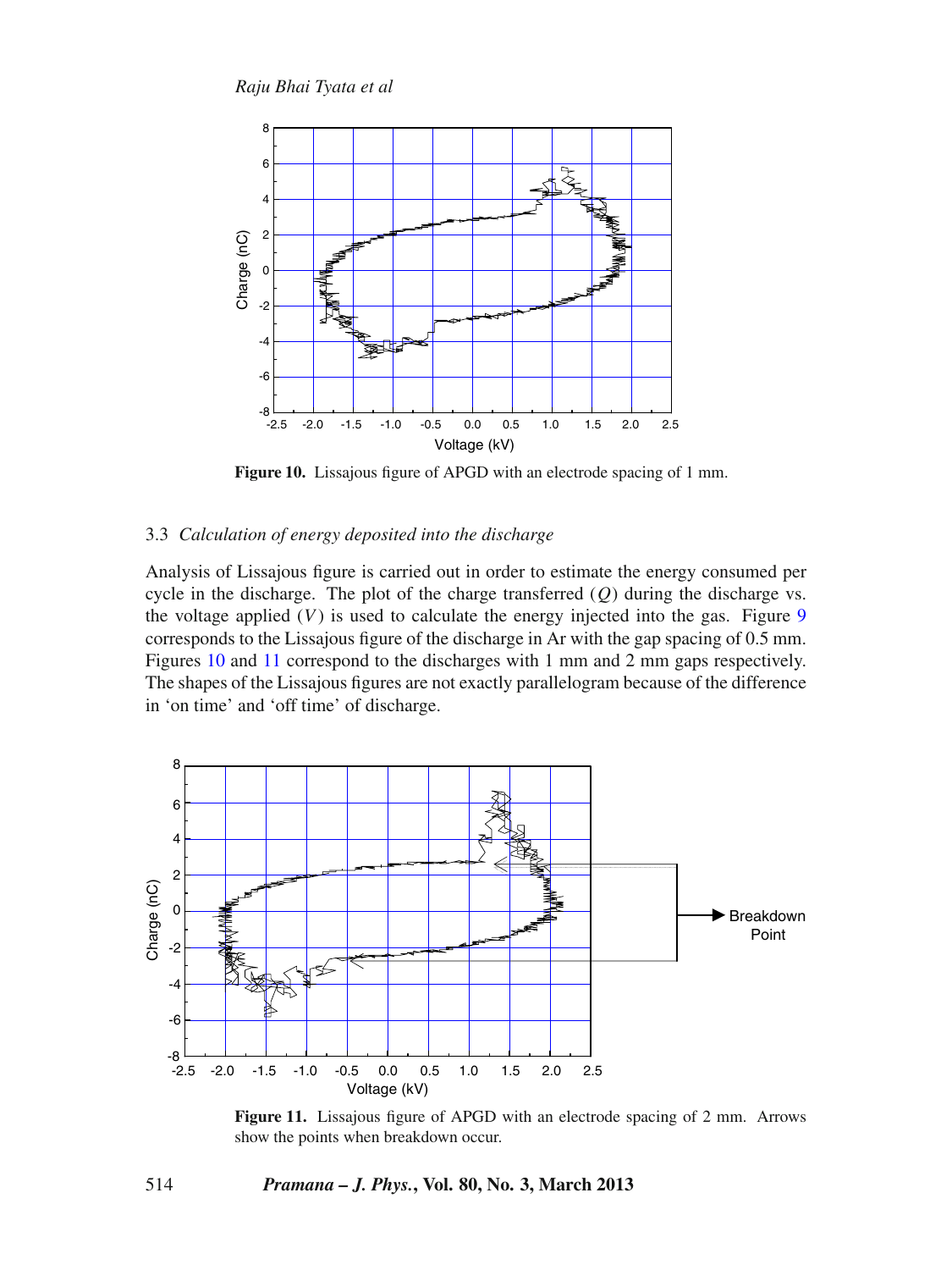Figure 10. Lissajous figure of APGD with an electrode spacing of 1 mm.

### 3.3 *Calculation of energy deposited into the discharge*

Analysis of Lissajous figure is carried out in order to estimate the energy consumed per cycle in the discharge. The plot of the charge transferred ($Q$) during the discharge vs. the voltage applied ($V$) is used to calculate the energy injected into the gas. Figure 9 corresponds to the Lissajous figure of the discharge in Ar with the gap spacing of 0.5 mm. Figures 10 and 11 correspond to the discharges with 1 mm and 2 mm gaps respectively. The shapes of the Lissajous figures are not exactly parallelogram because of the difference in 'on time' and 'off time' of discharge.

Figure 11. Lissajous figure of APGD with an electrode spacing of 2 mm. Arrows show the points when breakdown occur.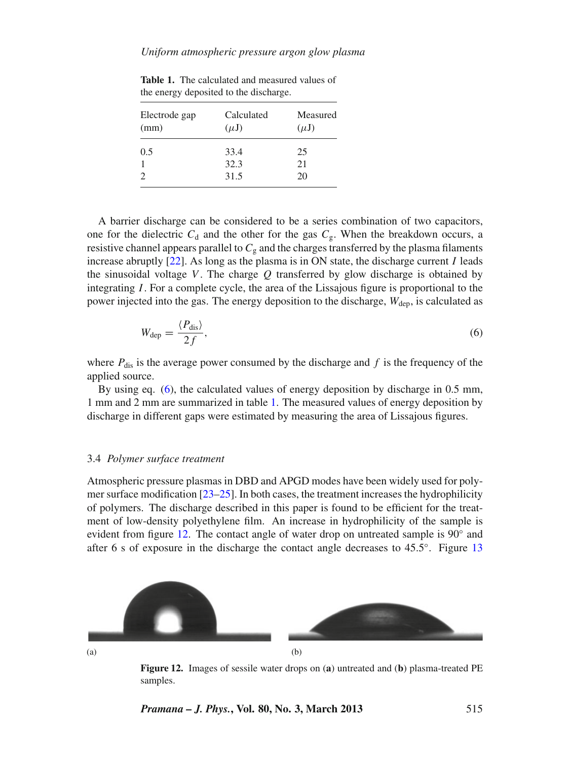**Table 1.** The calculated and measured values of the energy deposited to the discharge.

| Electrode gap (mm) | Calculated ($\mu$J) | Measured ($\mu$J) |
|---|---|---|
| 0.5 | 33.4 | 25 |
| 1 | 32.3 | 21 |
| 2 | 31.5 | 20 |

A barrier discharge can be considered to be a series combination of two capacitors, one for the dielectric $C_d$ and the other for the gas $C_g$. When the breakdown occurs, a resistive channel appears parallel to $C_g$ and the charges transferred by the plasma filaments increase abruptly [22]. As long as the plasma is in ON state, the discharge current $I$ leads the sinusoidal voltage $V$. The charge $Q$ transferred by glow discharge is obtained by integrating $I$. For a complete cycle, the area of the Lissajous figure is proportional to the power injected into the gas. The energy deposition to the discharge, $W_{dep}$, is calculated as

$$W_{dep} = \frac{\langle P_{dis} \rangle}{2f}, \tag{6}$$

where $P_{dis}$ is the average power consumed by the discharge and $f$ is the frequency of the applied source.

By using eq. (6), the calculated values of energy deposition by discharge in 0.5 mm, 1 mm and 2 mm are summarized in table 1. The measured values of energy deposition by discharge in different gaps were estimated by measuring the area of Lissajous figures.

### 3.4 *Polymer surface treatment*

Atmospheric pressure plasmas in DBD and APGD modes have been widely used for polymer surface modification [23–25]. In both cases, the treatment increases the hydrophilicity of polymers. The discharge described in this paper is found to be efficient for the treatment of low-density polyethylene film. An increase in hydrophilicity of the sample is evident from figure 12. The contact angle of water drop on untreated sample is 90° and after 6 s of exposure in the discharge the contact angle decreases to 45.5°. Figure 13

(a) (b)

**Figure 12.** Images of sessile water drops on (**a**) untreated and (**b**) plasma-treated PE samples.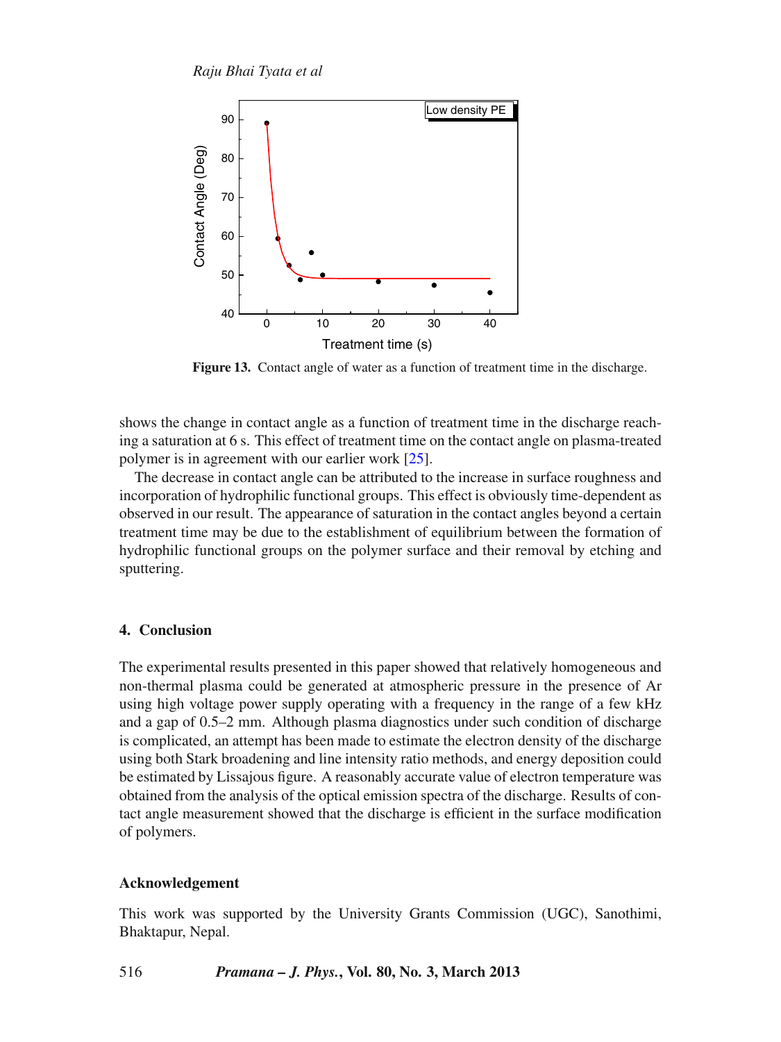**Figure 13.** Contact angle of water as a function of treatment time in the discharge.

shows the change in contact angle as a function of treatment time in the discharge reaching a saturation at 6 s. This effect of treatment time on the contact angle on plasma-treated polymer is in agreement with our earlier work [25].

The decrease in contact angle can be attributed to the increase in surface roughness and incorporation of hydrophilic functional groups. This effect is obviously time-dependent as observed in our result. The appearance of saturation in the contact angles beyond a certain treatment time may be due to the establishment of equilibrium between the formation of hydrophilic functional groups on the polymer surface and their removal by etching and sputtering.

## 4. Conclusion

The experimental results presented in this paper showed that relatively homogeneous and non-thermal plasma could be generated at atmospheric pressure in the presence of Ar using high voltage power supply operating with a frequency in the range of a few kHz and a gap of 0.5–2 mm. Although plasma diagnostics under such condition of discharge is complicated, an attempt has been made to estimate the electron density of the discharge using both Stark broadening and line intensity ratio methods, and energy deposition could be estimated by Lissajous figure. A reasonably accurate value of electron temperature was obtained from the analysis of the optical emission spectra of the discharge. Results of contact angle measurement showed that the discharge is efficient in the surface modification of polymers.

## Acknowledgement

This work was supported by the University Grants Commission (UGC), Sanothimi, Bhaktapur, Nepal.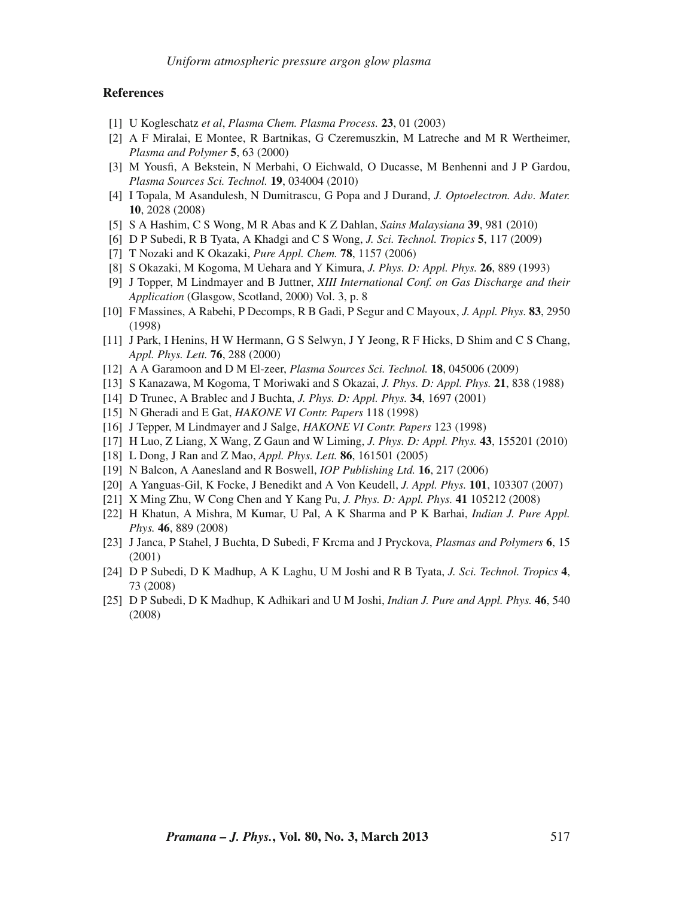## References

[1] U Kogleschatz *et al*, *Plasma Chem. Plasma Process.* **23**, 01 (2003)

[2] A F Miralai, E Montee, R Bartnikas, G Czeremuszkin, M Latreche and M R Wertheimer, *Plasma and Polymer* **5**, 63 (2000)

[3] M Yousfi, A Bekstein, N Merbahi, O Eichwald, O Ducasse, M Benhenni and J P Gardou, *Plasma Sources Sci. Technol.* **19**, 034004 (2010)

[4] I Topala, M Asandulesh, N Dumitrascu, G Popa and J Durand, *J. Optoelectron. Adv. Mater.* **10**, 2028 (2008)

[5] S A Hashim, C S Wong, M R Abas and K Z Dahlan, *Sains Malaysiana* **39**, 981 (2010)

[6] D P Subedi, R B Tyata, A Khadgi and C S Wong, *J. Sci. Technol. Tropics* **5**, 117 (2009)

[7] T Nozaki and K Okazaki, *Pure Appl. Chem.* **78**, 1157 (2006)

[8] S Okazaki, M Kogoma, M Uehara and Y Kimura, *J. Phys. D: Appl. Phys.* **26**, 889 (1993)

[9] J Topper, M Lindmayer and B Juttner, *XIII International Conf. on Gas Discharge and their Application* (Glasgow, Scotland, 2000) Vol. 3, p. 8

[10] F Massines, A Rabehi, P Decomps, R B Gadi, P Segur and C Mayoux, *J. Appl. Phys.* **83**, 2950 (1998)

[11] J Park, I Henins, H W Hermann, G S Selwyn, J Y Jeong, R F Hicks, D Shim and C S Chang, *Appl. Phys. Lett.* **76**, 288 (2000)

[12] A A Garamoon and D M El-zeer, *Plasma Sources Sci. Technol.* **18**, 045006 (2009)

[13] S Kanazawa, M Kogoma, T Moriwaki and S Okazai, *J. Phys. D: Appl. Phys.* **21**, 838 (1988)

[14] D Trunec, A Brablec and J Buchta, *J. Phys. D: Appl. Phys.* **34**, 1697 (2001)

[15] N Gheradi and E Gat, *HAKONE VI Contr. Papers* 118 (1998)

[16] J Tepper, M Lindmayer and J Salge, *HAKONE VI Contr. Papers* 123 (1998)

[17] H Luo, Z Liang, X Wang, Z Gaun and W Liming, *J. Phys. D: Appl. Phys.* **43**, 155201 (2010)

[18] L Dong, J Ran and Z Mao, *Appl. Phys. Lett.* **86**, 161501 (2005)

[19] N Balcon, A Aanesland and R Boswell, *IOP Publishing Ltd.* **16**, 217 (2006)

[20] A Yanguas-Gil, K Focke, J Benedikt and A Von Keudell, *J. Appl. Phys.* **101**, 103307 (2007)

[21] X Ming Zhu, W Cong Chen and Y Kang Pu, *J. Phys. D: Appl. Phys.* **41** 105212 (2008)

[22] H Khatun, A Mishra, M Kumar, U Pal, A K Sharma and P K Barhai, *Indian J. Pure Appl. Phys.* **46**, 889 (2008)

[23] J Janca, P Stahel, J Buchta, D Subedi, F Krcma and J Pryckova, *Plasmas and Polymers* **6**, 15 (2001)

[24] D P Subedi, D K Madhup, A K Laghu, U M Joshi and R B Tyata, *J. Sci. Technol. Tropics* **4**, 73 (2008)

[25] D P Subedi, D K Madhup, K Adhikari and U M Joshi, *Indian J. Pure and Appl. Phys.* **46**, 540 (2008)